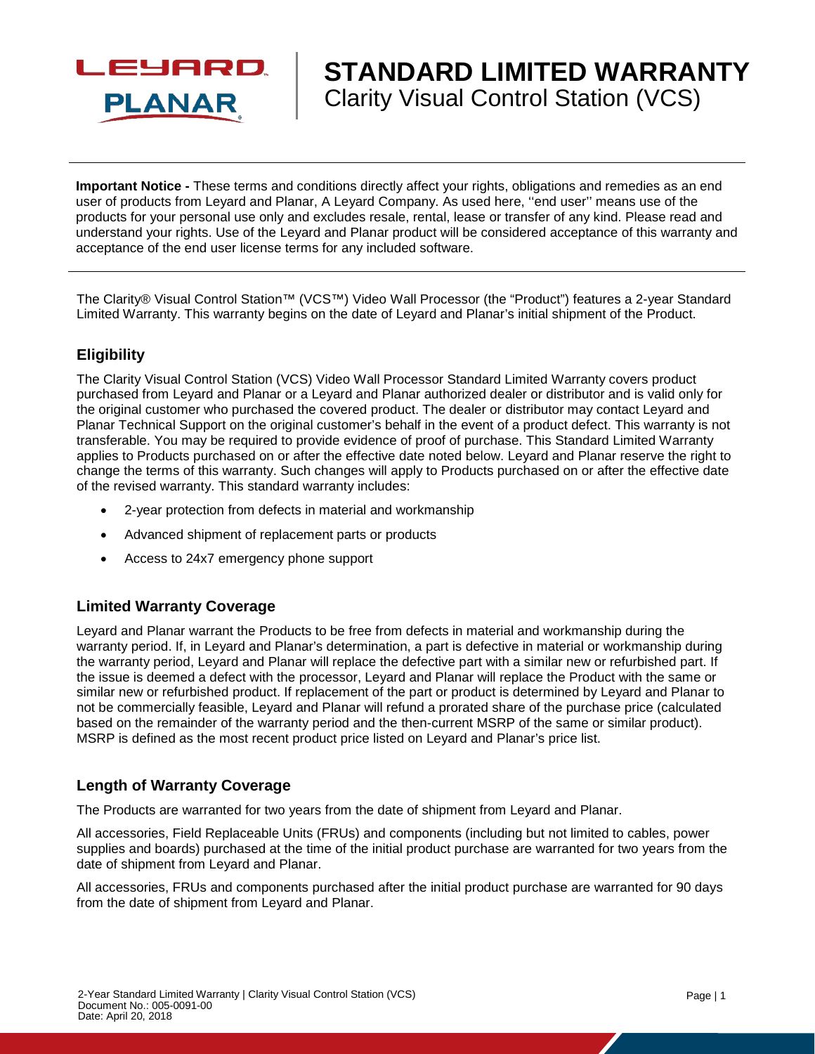# STANDARD LIMITED WARRANTY

Clarity Visual Control Station (VCS)

**Important Notice -** These terms and conditions directly affect your rights, obligations and remedies as an end user of products from Leyard and Planar, A Leyard Company. As used here, ''end user'' means use of the products for your personal use only and excludes resale, rental, lease or transfer of any kind. Please read and understand your rights. Use of the Leyard and Planar product will be considered acceptance of this warranty and acceptance of the end user license terms for any included software.

The Clarity® Visual Control Station™ (VCS™) Video Wall Processor (the "Product") features a 2-year Standard Limited Warranty. This warranty begins on the date of Leyard and Planar's initial shipment of the Product.

## Eligibility

The Clarity Visual Control Station (VCS) Video Wall Processor Standard Limited Warranty covers product purchased from Leyard and Planar or a Leyard and Planar authorized dealer or distributor and is valid only for the original customer who purchased the covered product. The dealer or distributor may contact Leyard and Planar Technical Support on the original customer's behalf in the event of a product defect. This warranty is not transferable. You may be required to provide evidence of proof of purchase. This Standard Limited Warranty applies to Products purchased on or after the effective date noted below. Leyard and Planar reserve the right to change the terms of this warranty. Such changes will apply to Products purchased on or after the effective date of the revised warranty. This standard warranty includes:

- 2-year protection from defects in material and workmanship
- Advanced shipment of replacement parts or products
- Access to 24x7 emergency phone support

## Limited Warranty Coverage

Leyard and Planar warrant the Products to be free from defects in material and workmanship during the warranty period. If, in Leyard and Planar's determination, a part is defective in material or workmanship during the warranty period, Leyard and Planar will replace the defective part with a similar new or refurbished part. If the issue is deemed a defect with the processor, Leyard and Planar will replace the Product with the same or similar new or refurbished product. If replacement of the part or product is determined by Leyard and Planar to not be commercially feasible, Leyard and Planar will refund a prorated share of the purchase price (calculated based on the remainder of the warranty period and the then-current MSRP of the same or similar product). MSRP is defined as the most recent product price listed on Leyard and Planar's price list.

## Length of Warranty Coverage

The Products are warranted for two years from the date of shipment from Leyard and Planar.

All accessories, Field Replaceable Units (FRUs) and components (including but not limited to cables, power supplies and boards) purchased at the time of the initial product purchase are warranted for two years from the date of shipment from Leyard and Planar.

All accessories, FRUs and components purchased after the initial product purchase are warranted for 90 days from the date of shipment from Leyard and Planar.

2-Year Standard Limited Warranty | Clarity Visual Control Station (VCS)
Document No.: 005-0091-00
Date: April 20, 2018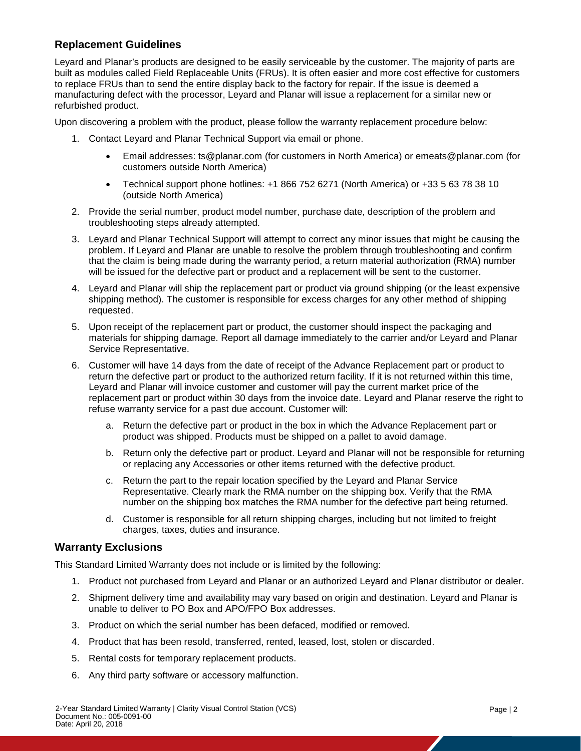## Replacement Guidelines

Leyard and Planar's products are designed to be easily serviceable by the customer. The majority of parts are built as modules called Field Replaceable Units (FRUs). It is often easier and more cost effective for customers to replace FRUs than to send the entire display back to the factory for repair. If the issue is deemed a manufacturing defect with the processor, Leyard and Planar will issue a replacement for a similar new or refurbished product.

Upon discovering a problem with the product, please follow the warranty replacement procedure below:

1. Contact Leyard and Planar Technical Support via email or phone.
   - Email addresses: ts@planar.com (for customers in North America) or emeats@planar.com (for customers outside North America)
   - Technical support phone hotlines: +1 866 752 6271 (North America) or +33 5 63 78 38 10 (outside North America)
2. Provide the serial number, product model number, purchase date, description of the problem and troubleshooting steps already attempted.
3. Leyard and Planar Technical Support will attempt to correct any minor issues that might be causing the problem. If Leyard and Planar are unable to resolve the problem through troubleshooting and confirm that the claim is being made during the warranty period, a return material authorization (RMA) number will be issued for the defective part or product and a replacement will be sent to the customer.
4. Leyard and Planar will ship the replacement part or product via ground shipping (or the least expensive shipping method). The customer is responsible for excess charges for any other method of shipping requested.
5. Upon receipt of the replacement part or product, the customer should inspect the packaging and materials for shipping damage. Report all damage immediately to the carrier and/or Leyard and Planar Service Representative.
6. Customer will have 14 days from the date of receipt of the Advance Replacement part or product to return the defective part or product to the authorized return facility. If it is not returned within this time, Leyard and Planar will invoice customer and customer will pay the current market price of the replacement part or product within 30 days from the invoice date. Leyard and Planar reserve the right to refuse warranty service for a past due account. Customer will:
   a. Return the defective part or product in the box in which the Advance Replacement part or product was shipped. Products must be shipped on a pallet to avoid damage.
   b. Return only the defective part or product. Leyard and Planar will not be responsible for returning or replacing any Accessories or other items returned with the defective product.
   c. Return the part to the repair location specified by the Leyard and Planar Service Representative. Clearly mark the RMA number on the shipping box. Verify that the RMA number on the shipping box matches the RMA number for the defective part being returned.
   d. Customer is responsible for all return shipping charges, including but not limited to freight charges, taxes, duties and insurance.

## Warranty Exclusions

This Standard Limited Warranty does not include or is limited by the following:

1. Product not purchased from Leyard and Planar or an authorized Leyard and Planar distributor or dealer.
2. Shipment delivery time and availability may vary based on origin and destination. Leyard and Planar is unable to deliver to PO Box and APO/FPO Box addresses.
3. Product on which the serial number has been defaced, modified or removed.
4. Product that has been resold, transferred, rented, leased, lost, stolen or discarded.
5. Rental costs for temporary replacement products.
6. Any third party software or accessory malfunction.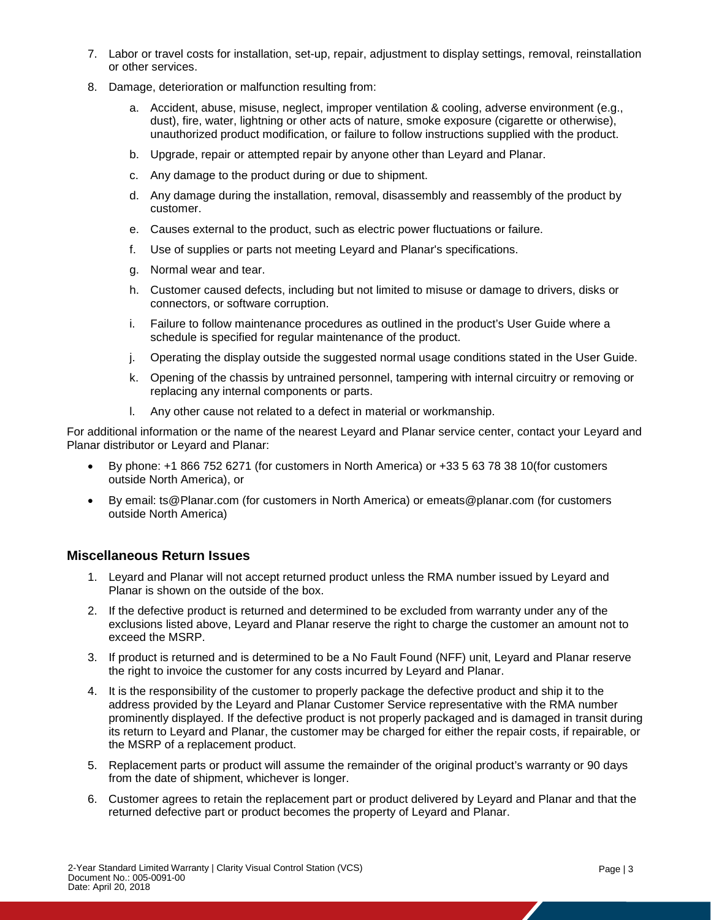7. Labor or travel costs for installation, set-up, repair, adjustment to display settings, removal, reinstallation or other services.
8. Damage, deterioration or malfunction resulting from:
    a. Accident, abuse, misuse, neglect, improper ventilation & cooling, adverse environment (e.g., dust), fire, water, lightning or other acts of nature, smoke exposure (cigarette or otherwise), unauthorized product modification, or failure to follow instructions supplied with the product.
    b. Upgrade, repair or attempted repair by anyone other than Leyard and Planar.
    c. Any damage to the product during or due to shipment.
    d. Any damage during the installation, removal, disassembly and reassembly of the product by customer.
    e. Causes external to the product, such as electric power fluctuations or failure.
    f. Use of supplies or parts not meeting Leyard and Planar's specifications.
    g. Normal wear and tear.
    h. Customer caused defects, including but not limited to misuse or damage to drivers, disks or connectors, or software corruption.
    i. Failure to follow maintenance procedures as outlined in the product's User Guide where a schedule is specified for regular maintenance of the product.
    j. Operating the display outside the suggested normal usage conditions stated in the User Guide.
    k. Opening of the chassis by untrained personnel, tampering with internal circuitry or removing or replacing any internal components or parts.
    l. Any other cause not related to a defect in material or workmanship.

For additional information or the name of the nearest Leyard and Planar service center, contact your Leyard and Planar distributor or Leyard and Planar:

- By phone: +1 866 752 6271 (for customers in North America) or +33 5 63 78 38 10(for customers outside North America), or
- By email: ts@Planar.com (for customers in North America) or emeats@planar.com (for customers outside North America)

## Miscellaneous Return Issues

1. Leyard and Planar will not accept returned product unless the RMA number issued by Leyard and Planar is shown on the outside of the box.
2. If the defective product is returned and determined to be excluded from warranty under any of the exclusions listed above, Leyard and Planar reserve the right to charge the customer an amount not to exceed the MSRP.
3. If product is returned and is determined to be a No Fault Found (NFF) unit, Leyard and Planar reserve the right to invoice the customer for any costs incurred by Leyard and Planar.
4. It is the responsibility of the customer to properly package the defective product and ship it to the address provided by the Leyard and Planar Customer Service representative with the RMA number prominently displayed. If the defective product is not properly packaged and is damaged in transit during its return to Leyard and Planar, the customer may be charged for either the repair costs, if repairable, or the MSRP of a replacement product.
5. Replacement parts or product will assume the remainder of the original product's warranty or 90 days from the date of shipment, whichever is longer.
6. Customer agrees to retain the replacement part or product delivered by Leyard and Planar and that the returned defective part or product becomes the property of Leyard and Planar.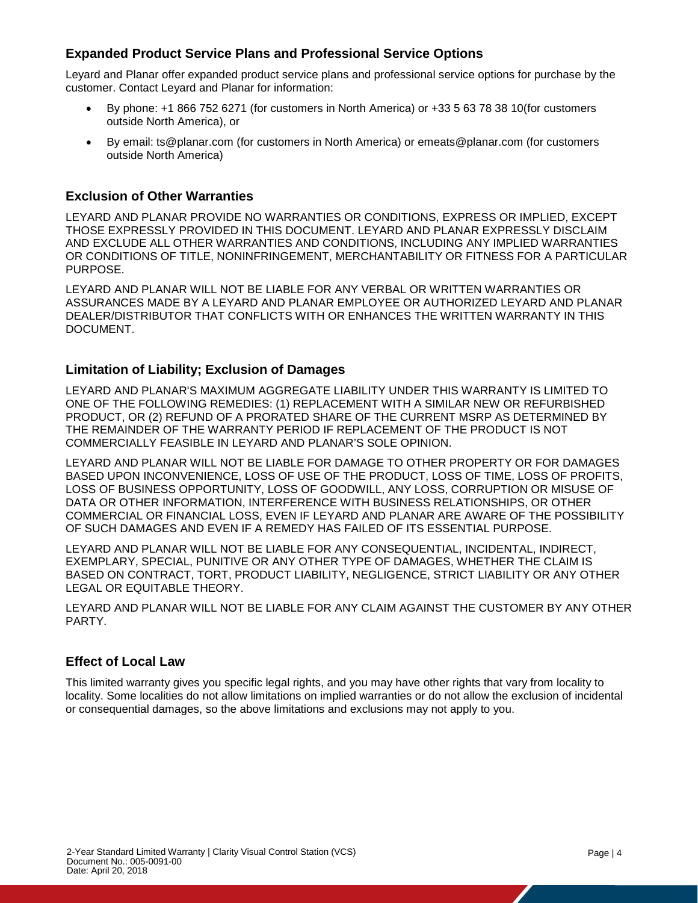## Expanded Product Service Plans and Professional Service Options

Leyard and Planar offer expanded product service plans and professional service options for purchase by the customer. Contact Leyard and Planar for information:

- By phone: +1 866 752 6271 (for customers in North America) or +33 5 63 78 38 10(for customers outside North America), or
- By email: ts@planar.com (for customers in North America) or emeats@planar.com (for customers outside North America)

## Exclusion of Other Warranties

LEYARD AND PLANAR PROVIDE NO WARRANTIES OR CONDITIONS, EXPRESS OR IMPLIED, EXCEPT THOSE EXPRESSLY PROVIDED IN THIS DOCUMENT. LEYARD AND PLANAR EXPRESSLY DISCLAIM AND EXCLUDE ALL OTHER WARRANTIES AND CONDITIONS, INCLUDING ANY IMPLIED WARRANTIES OR CONDITIONS OF TITLE, NONINFRINGEMENT, MERCHANTABILITY OR FITNESS FOR A PARTICULAR PURPOSE.

LEYARD AND PLANAR WILL NOT BE LIABLE FOR ANY VERBAL OR WRITTEN WARRANTIES OR ASSURANCES MADE BY A LEYARD AND PLANAR EMPLOYEE OR AUTHORIZED LEYARD AND PLANAR DEALER/DISTRIBUTOR THAT CONFLICTS WITH OR ENHANCES THE WRITTEN WARRANTY IN THIS DOCUMENT.

## Limitation of Liability; Exclusion of Damages

LEYARD AND PLANAR'S MAXIMUM AGGREGATE LIABILITY UNDER THIS WARRANTY IS LIMITED TO ONE OF THE FOLLOWING REMEDIES: (1) REPLACEMENT WITH A SIMILAR NEW OR REFURBISHED PRODUCT, OR (2) REFUND OF A PRORATED SHARE OF THE CURRENT MSRP AS DETERMINED BY THE REMAINDER OF THE WARRANTY PERIOD IF REPLACEMENT OF THE PRODUCT IS NOT COMMERCIALLY FEASIBLE IN LEYARD AND PLANAR'S SOLE OPINION.

LEYARD AND PLANAR WILL NOT BE LIABLE FOR DAMAGE TO OTHER PROPERTY OR FOR DAMAGES BASED UPON INCONVENIENCE, LOSS OF USE OF THE PRODUCT, LOSS OF TIME, LOSS OF PROFITS, LOSS OF BUSINESS OPPORTUNITY, LOSS OF GOODWILL, ANY LOSS, CORRUPTION OR MISUSE OF DATA OR OTHER INFORMATION, INTERFERENCE WITH BUSINESS RELATIONSHIPS, OR OTHER COMMERCIAL OR FINANCIAL LOSS, EVEN IF LEYARD AND PLANAR ARE AWARE OF THE POSSIBILITY OF SUCH DAMAGES AND EVEN IF A REMEDY HAS FAILED OF ITS ESSENTIAL PURPOSE.

LEYARD AND PLANAR WILL NOT BE LIABLE FOR ANY CONSEQUENTIAL, INCIDENTAL, INDIRECT, EXEMPLARY, SPECIAL, PUNITIVE OR ANY OTHER TYPE OF DAMAGES, WHETHER THE CLAIM IS BASED ON CONTRACT, TORT, PRODUCT LIABILITY, NEGLIGENCE, STRICT LIABILITY OR ANY OTHER LEGAL OR EQUITABLE THEORY.

LEYARD AND PLANAR WILL NOT BE LIABLE FOR ANY CLAIM AGAINST THE CUSTOMER BY ANY OTHER PARTY.

## Effect of Local Law

This limited warranty gives you specific legal rights, and you may have other rights that vary from locality to locality. Some localities do not allow limitations on implied warranties or do not allow the exclusion of incidental or consequential damages, so the above limitations and exclusions may not apply to you.